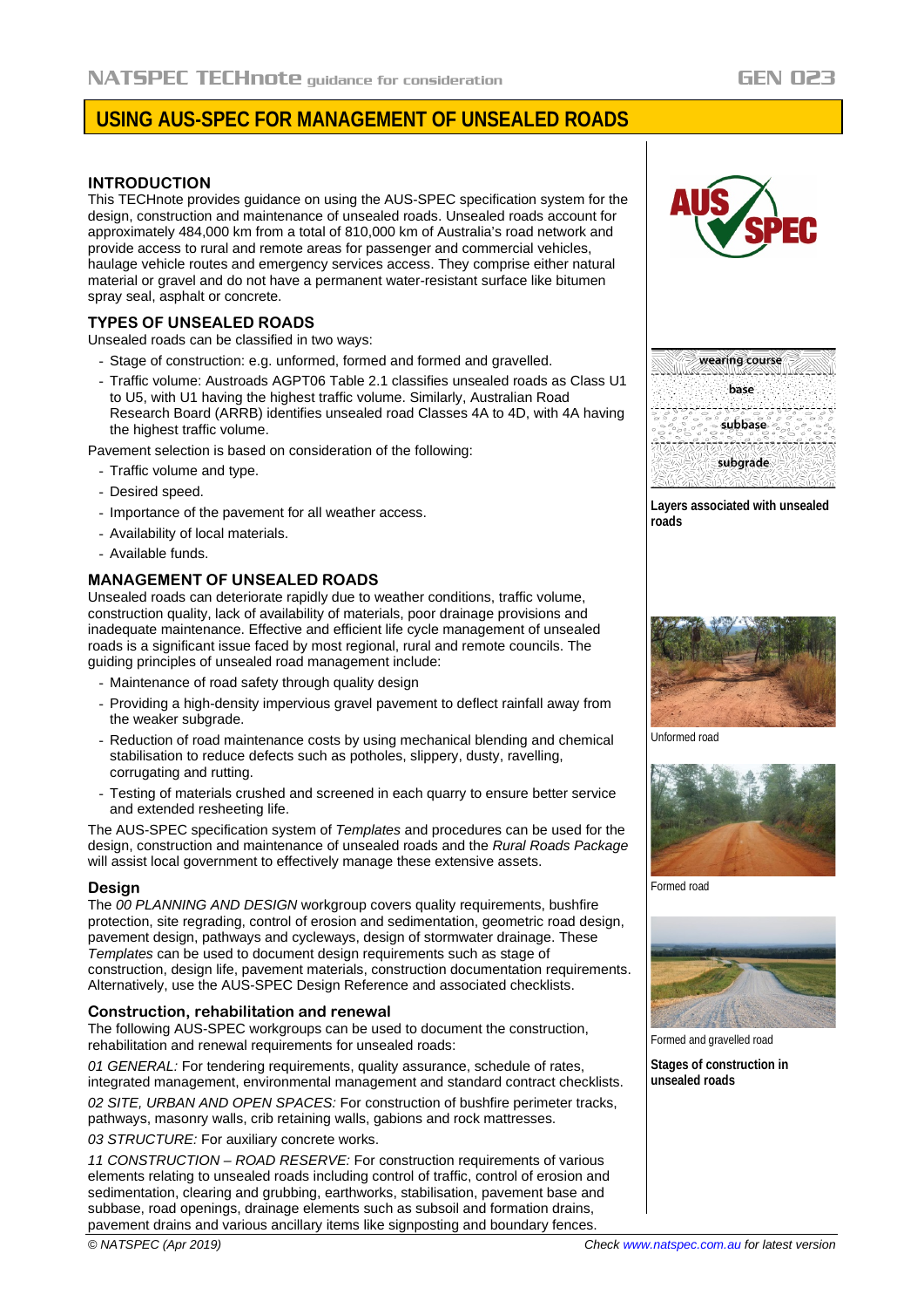# USING AUS-SPEC FOR MANAGEMENT OF UNSEALED ROADS

## INTRODUCTION

This TECHnote provides guidance on using the AUS-SPEC specification system for the design, construction and maintenance of unsealed roads. Unsealed roads account for approximately 484,000 km from a total of 810,000 km of Australia's road network and provide access to rural and remote areas for passenger and commercial vehicles, haulage vehicle routes and emergency services access. They comprise either natural material or gravel and do not have a permanent water-resistant surface like bitumen spray seal, asphalt or concrete.

## TYPES OF UNSEALED ROADS

Unsealed roads can be classified in two ways:

- Stage of construction: e.g. unformed, formed and formed and gravelled.
- Traffic volume: Austroads AGPT06 Table 2.1 classifies unsealed roads as Class U1 to U5, with U1 having the highest traffic volume. Similarly, Australian Road Research Board (ARRB) identifies unsealed road Classes 4A to 4D, with 4A having the highest traffic volume.

Pavement selection is based on consideration of the following:

- Traffic volume and type.
- Desired speed.
- Importance of the pavement for all weather access.
- Availability of local materials.
- Available funds.

Layers associated with unsealed roads

## MANAGEMENT OF UNSEALED ROADS

Unsealed roads can deteriorate rapidly due to weather conditions, traffic volume, construction quality, lack of availability of materials, poor drainage provisions and inadequate maintenance. Effective and efficient life cycle management of unsealed roads is a significant issue faced by most regional, rural and remote councils. The guiding principles of unsealed road management include:

- Maintenance of road safety through quality design
- Providing a high-density impervious gravel pavement to deflect rainfall away from the weaker subgrade.
- Reduction of road maintenance costs by using mechanical blending and chemical stabilisation to reduce defects such as potholes, slippery, dusty, ravelling, corrugating and rutting.
- Testing of materials crushed and screened in each quarry to ensure better service and extended resheeting life.

The AUS-SPEC specification system of *Templates* and procedures can be used for the design, construction and maintenance of unsealed roads and the *Rural Roads Package* will assist local government to effectively manage these extensive assets.

Unformed road

Formed road

Formed and gravelled road

Stages of construction in unsealed roads

### Design

The *00 PLANNING AND DESIGN* workgroup covers quality requirements, bushfire protection, site regrading, control of erosion and sedimentation, geometric road design, pavement design, pathways and cycleways, design of stormwater drainage. These *Templates* can be used to document design requirements such as stage of construction, design life, pavement materials, construction documentation requirements. Alternatively, use the AUS-SPEC Design Reference and associated checklists.

### Construction, rehabilitation and renewal

The following AUS-SPEC workgroups can be used to document the construction, rehabilitation and renewal requirements for unsealed roads:

*01 GENERAL:* For tendering requirements, quality assurance, schedule of rates, integrated management, environmental management and standard contract checklists.

*02 SITE, URBAN AND OPEN SPACES:* For construction of bushfire perimeter tracks, pathways, masonry walls, crib retaining walls, gabions and rock mattresses.

*03 STRUCTURE:* For auxiliary concrete works.

*11 CONSTRUCTION – ROAD RESERVE:* For construction requirements of various elements relating to unsealed roads including control of traffic, control of erosion and sedimentation, clearing and grubbing, earthworks, stabilisation, pavement base and subbase, road openings, drainage elements such as subsoil and formation drains, pavement drains and various ancillary items like signposting and boundary fences.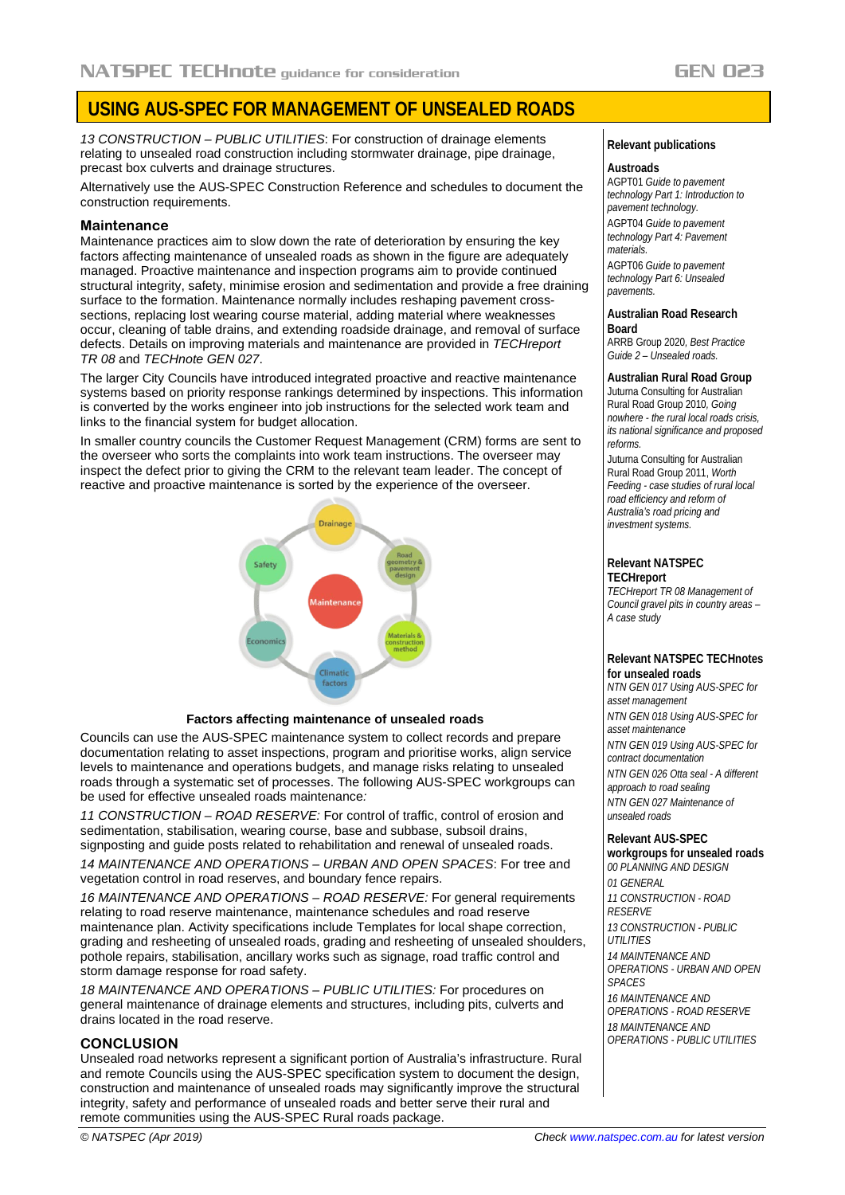# USING AUS-SPEC FOR MANAGEMENT OF UNSEALED ROADS

*13 CONSTRUCTION – PUBLIC UTILITIES*: For construction of drainage elements relating to unsealed road construction including stormwater drainage, pipe drainage, precast box culverts and drainage structures.

Alternatively use the AUS-SPEC Construction Reference and schedules to document the construction requirements.

### Maintenance

Maintenance practices aim to slow down the rate of deterioration by ensuring the key factors affecting maintenance of unsealed roads as shown in the figure are adequately managed. Proactive maintenance and inspection programs aim to provide continued structural integrity, safety, minimise erosion and sedimentation and provide a free draining surface to the formation. Maintenance normally includes reshaping pavement cross-sections, replacing lost wearing course material, adding material where weaknesses occur, cleaning of table drains, and extending roadside drainage, and removal of surface defects. Details on improving materials and maintenance are provided in *TECHreport TR 08* and *TECHnote GEN 027*.

The larger City Councils have introduced integrated proactive and reactive maintenance systems based on priority response rankings determined by inspections. This information is converted by the works engineer into job instructions for the selected work team and links to the financial system for budget allocation.

In smaller country councils the Customer Request Management (CRM) forms are sent to the overseer who sorts the complaints into work team instructions. The overseer may inspect the defect prior to giving the CRM to the relevant team leader. The concept of reactive and proactive maintenance is sorted by the experience of the overseer.

Drainage
Road geometry & pavement design
Materials & construction method
Climatic factors
Economics
Safety
Maintenance

**Factors affecting maintenance of unsealed roads**

Councils can use the AUS-SPEC maintenance system to collect records and prepare documentation relating to asset inspections, program and prioritise works, align service levels to maintenance and operations budgets, and manage risks relating to unsealed roads through a systematic set of processes. The following AUS-SPEC workgroups can be used for effective unsealed roads maintenance*:*

*11 CONSTRUCTION – ROAD RESERVE:* For control of traffic, control of erosion and sedimentation, stabilisation, wearing course, base and subbase, subsoil drains, signposting and guide posts related to rehabilitation and renewal of unsealed roads.

*14 MAINTENANCE AND OPERATIONS – URBAN AND OPEN SPACES*: For tree and vegetation control in road reserves, and boundary fence repairs.

*16 MAINTENANCE AND OPERATIONS – ROAD RESERVE:* For general requirements relating to road reserve maintenance, maintenance schedules and road reserve maintenance plan. Activity specifications include Templates for local shape correction, grading and resheeting of unsealed roads, grading and resheeting of unsealed shoulders, pothole repairs, stabilisation, ancillary works such as signage, road traffic control and storm damage response for road safety.

*18 MAINTENANCE AND OPERATIONS – PUBLIC UTILITIES:* For procedures on general maintenance of drainage elements and structures, including pits, culverts and drains located in the road reserve.

## CONCLUSION

Unsealed road networks represent a significant portion of Australia's infrastructure. Rural and remote Councils using the AUS-SPEC specification system to document the design, construction and maintenance of unsealed roads may significantly improve the structural integrity, safety and performance of unsealed roads and better serve their rural and remote communities using the AUS-SPEC Rural roads package.

**Relevant publications**

**Austroads**

AGPT01 *Guide to pavement technology Part 1: Introduction to pavement technology.*

AGPT04 *Guide to pavement technology Part 4: Pavement materials.*

AGPT06 *Guide to pavement technology Part 6: Unsealed pavements.*

**Australian Road Research Board**

ARRB Group 2020, *Best Practice Guide 2 – Unsealed roads.*

**Australian Rural Road Group**

Juturna Consulting for Australian Rural Road Group 2010, *Going nowhere - the rural local roads crisis, its national significance and proposed reforms.*

Juturna Consulting for Australian Rural Road Group 2011, *Worth Feeding - case studies of rural local road efficiency and reform of Australia's road pricing and investment systems.*

**Relevant NATSPEC TECHreport**

*TECHreport TR 08 Management of Council gravel pits in country areas – A case study*

**Relevant NATSPEC TECHnotes for unsealed roads**

*NTN GEN 017 Using AUS-SPEC for asset management*

*NTN GEN 018 Using AUS-SPEC for asset maintenance*

*NTN GEN 019 Using AUS-SPEC for contract documentation*

*NTN GEN 026 Otta seal - A different approach to road sealing*

*NTN GEN 027 Maintenance of unsealed roads*

**Relevant AUS-SPEC workgroups for unsealed roads**

*00 PLANNING AND DESIGN*

*01 GENERAL*

*11 CONSTRUCTION - ROAD RESERVE*

*13 CONSTRUCTION - PUBLIC UTILITIES*

*14 MAINTENANCE AND OPERATIONS - URBAN AND OPEN SPACES*

*16 MAINTENANCE AND OPERATIONS - ROAD RESERVE*

*18 MAINTENANCE AND OPERATIONS - PUBLIC UTILITIES*